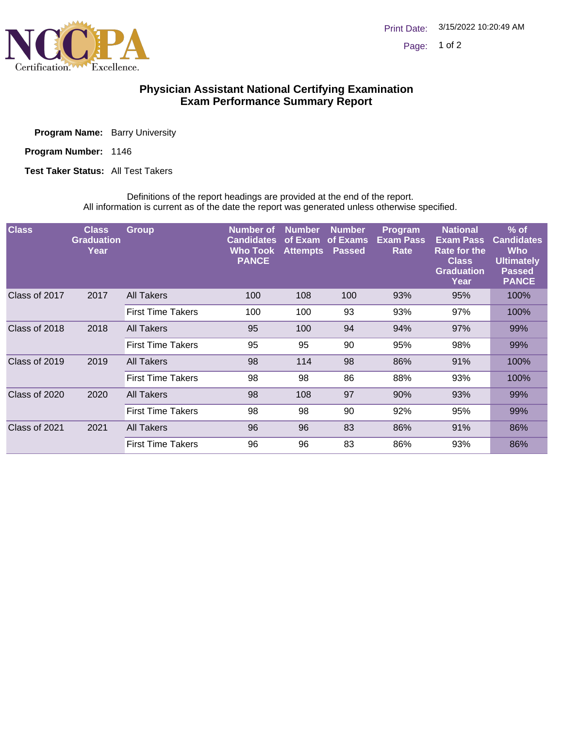# Physician Assistant National Certifying Examination
## Exam Performance Summary Report

**Program Name:** Barry University

**Program Number:** 1146

**Test Taker Status:** All Test Takers

Definitions of the report headings are provided at the end of the report.
All information is current as of the date the report was generated unless otherwise specified.

| Class | Class Graduation Year | Group | Number of Candidates Who Took PANCE | Number of Exam Attempts | Number of Exams Passed | Program Exam Pass Rate | National Exam Pass Rate for the Class Graduation Year | % of Candidates Who Ultimately Passed PANCE |
|---|---|---|---|---|---|---|---|---|
| Class of 2017 | 2017 | All Takers | 100 | 108 | 100 | 93% | 95% | 100% |
| | | First Time Takers | 100 | 100 | 93 | 93% | 97% | 100% |
| Class of 2018 | 2018 | All Takers | 95 | 100 | 94 | 94% | 97% | 99% |
| | | First Time Takers | 95 | 95 | 90 | 95% | 98% | 99% |
| Class of 2019 | 2019 | All Takers | 98 | 114 | 98 | 86% | 91% | 100% |
| | | First Time Takers | 98 | 98 | 86 | 88% | 93% | 100% |
| Class of 2020 | 2020 | All Takers | 98 | 108 | 97 | 90% | 93% | 99% |
| | | First Time Takers | 98 | 98 | 90 | 92% | 95% | 99% |
| Class of 2021 | 2021 | All Takers | 96 | 96 | 83 | 86% | 91% | 86% |
| | | First Time Takers | 96 | 96 | 83 | 86% | 93% | 86% |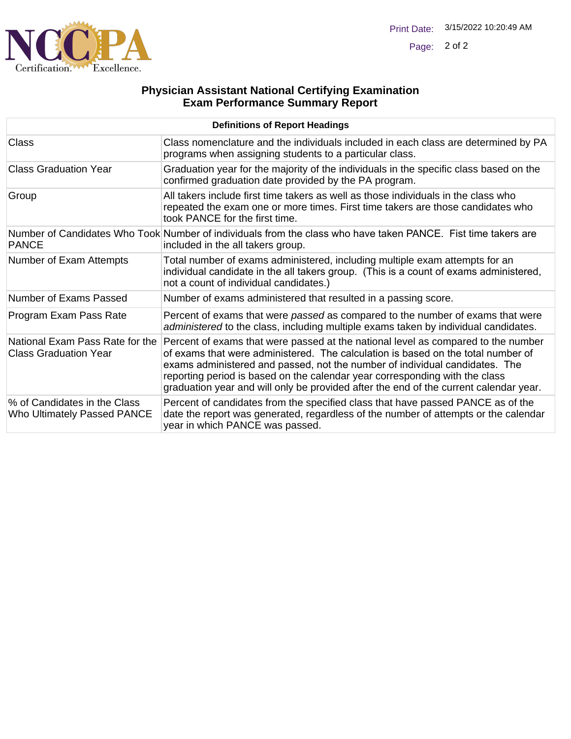## Physician Assistant National Certifying Examination
## Exam Performance Summary Report

| Definitions of Report Headings | |
|---|---|
| Class | Class nomenclature and the individuals included in each class are determined by PA programs when assigning students to a particular class. |
| Class Graduation Year | Graduation year for the majority of the individuals in the specific class based on the confirmed graduation date provided by the PA program. |
| Group | All takers include first time takers as well as those individuals in the class who repeated the exam one or more times. First time takers are those candidates who took PANCE for the first time. |
| Number of Candidates Who Took PANCE | Number of individuals from the class who have taken PANCE. Fist time takers are included in the all takers group. |
| Number of Exam Attempts | Total number of exams administered, including multiple exam attempts for an individual candidate in the all takers group. (This is a count of exams administered, not a count of individual candidates.) |
| Number of Exams Passed | Number of exams administered that resulted in a passing score. |
| Program Exam Pass Rate | Percent of exams that were *passed* as compared to the number of exams that were *administered* to the class, including multiple exams taken by individual candidates. |
| National Exam Pass Rate for the Class Graduation Year | Percent of exams that were passed at the national level as compared to the number of exams that were administered. The calculation is based on the total number of exams administered and passed, not the number of individual candidates. The reporting period is based on the calendar year corresponding with the class graduation year and will only be provided after the end of the current calendar year. |
| % of Candidates in the Class Who Ultimately Passed PANCE | Percent of candidates from the specified class that have passed PANCE as of the date the report was generated, regardless of the number of attempts or the calendar year in which PANCE was passed. |